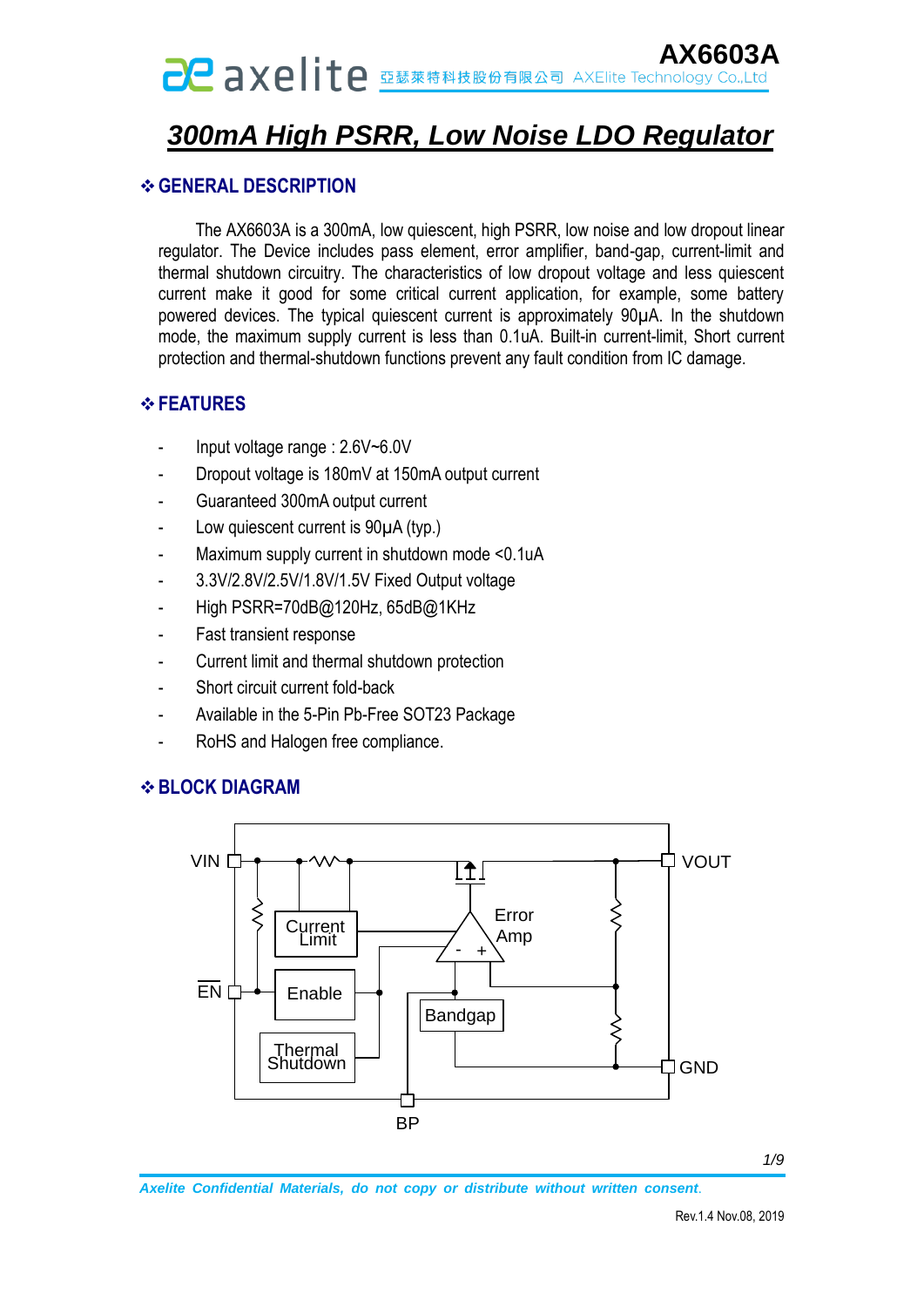# 300mA High PSRR, Low Noise LDO Regulator

## ❖ GENERAL DESCRIPTION

The AX6603A is a 300mA, low quiescent, high PSRR, low noise and low dropout linear regulator. The Device includes pass element, error amplifier, band-gap, current-limit and thermal shutdown circuitry. The characteristics of low dropout voltage and less quiescent current make it good for some critical current application, for example, some battery powered devices. The typical quiescent current is approximately 90μA. In the shutdown mode, the maximum supply current is less than 0.1uA. Built-in current-limit, Short current protection and thermal-shutdown functions prevent any fault condition from IC damage.

## ❖ FEATURES

- Input voltage range : 2.6V~6.0V
- Dropout voltage is 180mV at 150mA output current
- Guaranteed 300mA output current
- Low quiescent current is 90μA (typ.)
- Maximum supply current in shutdown mode <0.1uA
- 3.3V/2.8V/2.5V/1.8V/1.5V Fixed Output voltage
- High PSRR=70dB@120Hz, 65dB@1KHz
- Fast transient response
- Current limit and thermal shutdown protection
- Short circuit current fold-back
- Available in the 5-Pin Pb-Free SOT23 Package
- RoHS and Halogen free compliance.

## ❖ BLOCK DIAGRAM

VIN, VOUT, EN, GND, BP, Current Limit, Enable, Thermal Shutdown, Bandgap, Error Amp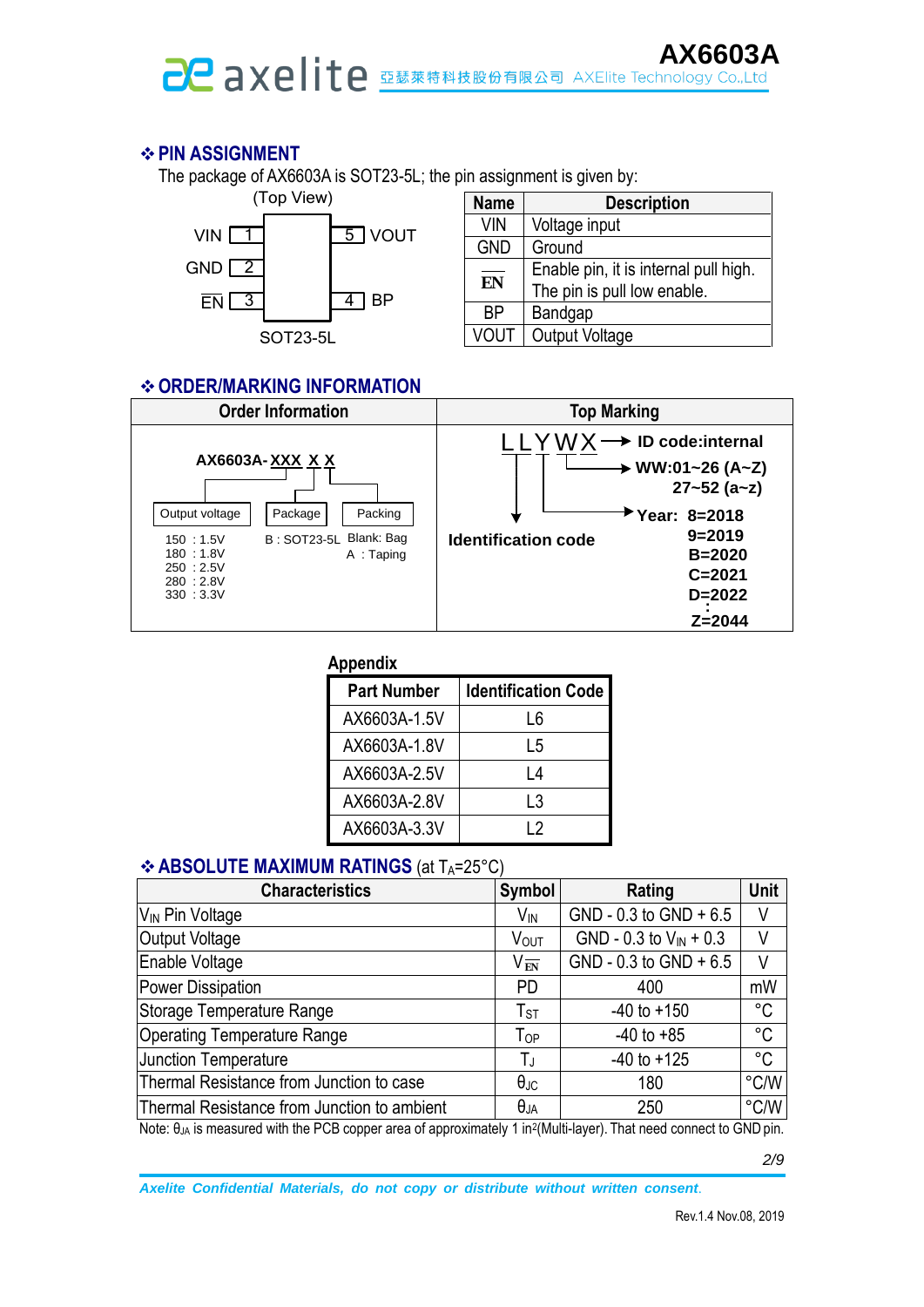## ❖ PIN ASSIGNMENT

The package of AX6603A is SOT23-5L; the pin assignment is given by:

(Top View)

VIN 1 — 5 VOUT
GND 2
$\overline{EN}$ 3 — 4 BP

SOT23-5L

| Name | Description |
|---|---|
| VIN | Voltage input |
| GND | Ground |
| $\overline{EN}$ | Enable pin, it is internal pull high. The pin is pull low enable. |
| BP | Bandgap |
| VOUT | Output Voltage |

## ❖ ORDER/MARKING INFORMATION

| Order Information | Top Marking |
|---|---|
| AX6603A-XXX X X<br>Output voltage: 150 : 1.5V, 180 : 1.8V, 250 : 2.5V, 280 : 2.8V, 330 : 3.3V<br>Package: B : SOT23-5L<br>Packing: Blank: Bag, A : Taping | LLYWX<br>LL → Identification code<br>Y → Year: 8=2018, 9=2019, B=2020, C=2021, D=2022, ⋮ Z=2044<br>W → WW:01~26 (A~Z), 27~52 (a~z)<br>X → ID code:internal |

**Appendix**

| Part Number | Identification Code |
|---|---|
| AX6603A-1.5V | L6 |
| AX6603A-1.8V | L5 |
| AX6603A-2.5V | L4 |
| AX6603A-2.8V | L3 |
| AX6603A-3.3V | L2 |

## ❖ ABSOLUTE MAXIMUM RATINGS (at $T_A$=25°C)

| Characteristics | Symbol | Rating | Unit |
|---|---|---|---|
| $V_{IN}$ Pin Voltage | $V_{IN}$ | GND - 0.3 to GND + 6.5 | V |
| Output Voltage | $V_{OUT}$ | GND - 0.3 to $V_{IN}$ + 0.3 | V |
| Enable Voltage | $V_{\overline{EN}}$ | GND - 0.3 to GND + 6.5 | V |
| Power Dissipation | PD | 400 | mW |
| Storage Temperature Range | $T_{ST}$ | -40 to +150 | °C |
| Operating Temperature Range | $T_{OP}$ | -40 to +85 | °C |
| Junction Temperature | $T_J$ | -40 to +125 | °C |
| Thermal Resistance from Junction to case | $\theta_{JC}$ | 180 | °C/W |
| Thermal Resistance from Junction to ambient | $\theta_{JA}$ | 250 | °C/W |

Note: $\theta_{JA}$ is measured with the PCB copper area of approximately 1 $in^2$(Multi-layer). That need connect to GND pin.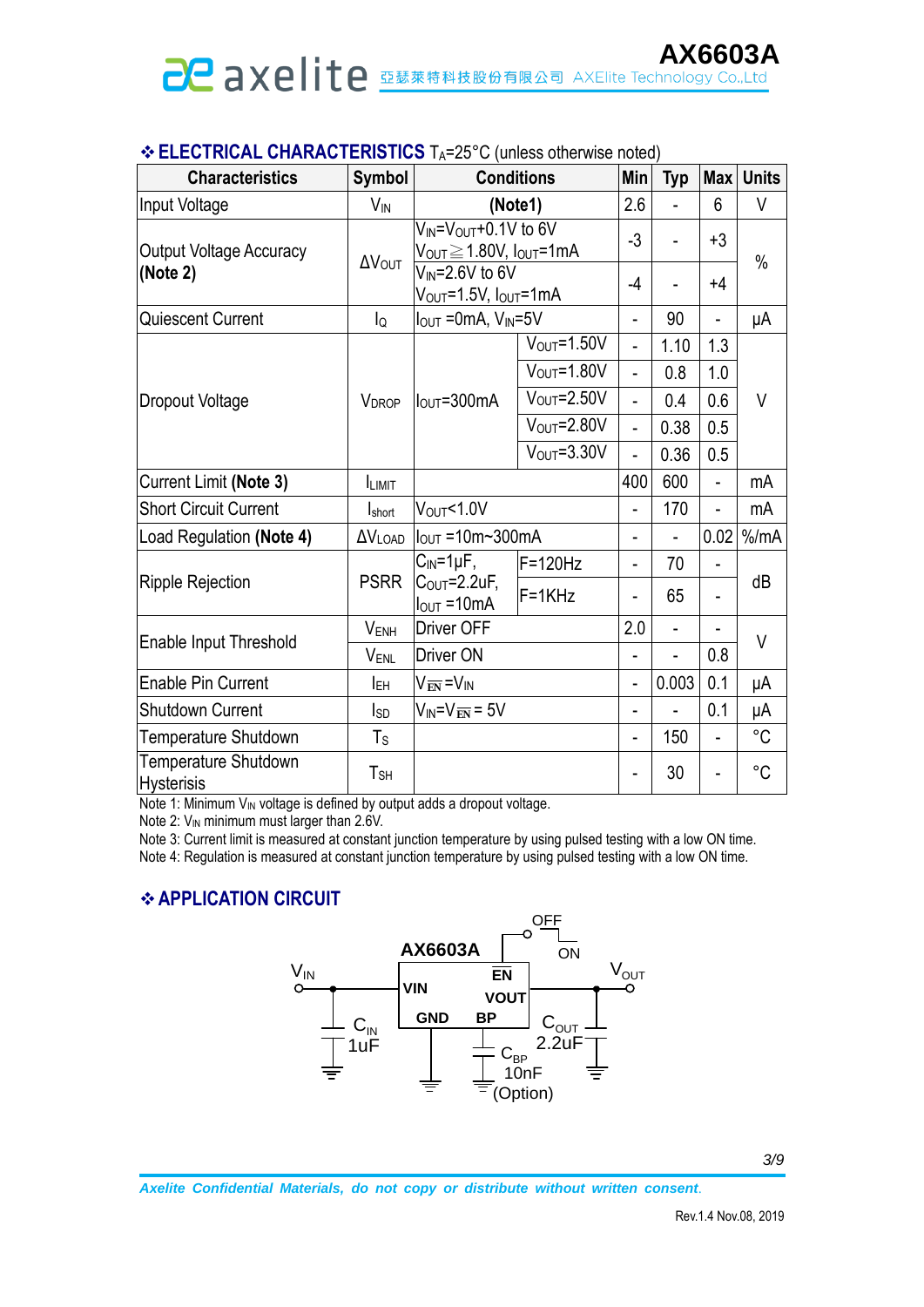## ❖ ELECTRICAL CHARACTERISTICS $T_A$=25°C (unless otherwise noted)

| Characteristics | Symbol | Conditions | | Min | Typ | Max | Units |
|---|---|---|---|---|---|---|---|
| Input Voltage | $V_{IN}$ | (Note1) | | 2.6 | - | 6 | V |
| Output Voltage Accuracy **(Note 2)** | $\Delta V_{OUT}$ | $V_{IN}=V_{OUT}+0.1V$ to 6V $V_{OUT}\geqq 1.80V$, $I_{OUT}$=1mA | | -3 | - | +3 | % |
| | | $V_{IN}$=2.6V to 6V $V_{OUT}$=1.5V, $I_{OUT}$=1mA | | -4 | - | +4 | |
| Quiescent Current | $I_Q$ | $I_{OUT}$ =0mA, $V_{IN}$=5V | | - | 90 | - | μA |
| Dropout Voltage | $V_{DROP}$ | $I_{OUT}$=300mA | $V_{OUT}$=1.50V | - | 1.10 | 1.3 | V |
| | | | $V_{OUT}$=1.80V | - | 0.8 | 1.0 | |
| | | | $V_{OUT}$=2.50V | - | 0.4 | 0.6 | |
| | | | $V_{OUT}$=2.80V | - | 0.38 | 0.5 | |
| | | | $V_{OUT}$=3.30V | - | 0.36 | 0.5 | |
| Current Limit **(Note 3)** | $I_{LIMIT}$ | | | 400 | 600 | - | mA |
| Short Circuit Current | $I_{short}$ | $V_{OUT}$<1.0V | | - | 170 | - | mA |
| Load Regulation **(Note 4)** | $\Delta V_{LOAD}$ | $I_{OUT}$ =10m~300mA | | - | - | 0.02 | %/mA |
| Ripple Rejection | PSRR | $C_{IN}$=1μF, $C_{OUT}$=2.2uF, $I_{OUT}$ =10mA | F=120Hz | - | 70 | - | dB |
| | | | F=1KHz | - | 65 | - | |
| Enable Input Threshold | $V_{ENH}$ | Driver OFF | | 2.0 | - | - | V |
| | $V_{ENL}$ | Driver ON | | - | - | 0.8 | |
| Enable Pin Current | $I_{EH}$ | $V_{\overline{EN}}=V_{IN}$ | | - | 0.003 | 0.1 | μA |
| Shutdown Current | $I_{SD}$ | $V_{IN}=V_{\overline{EN}}$ = 5V | | - | - | 0.1 | μA |
| Temperature Shutdown | $T_S$ | | | - | 150 | - | °C |
| Temperature Shutdown Hysteresis | $T_{SH}$ | | | - | 30 | - | °C |

Note 1: Minimum $V_{IN}$ voltage is defined by output adds a dropout voltage.
Note 2: $V_{IN}$ minimum must larger than 2.6V.
Note 3: Current limit is measured at constant junction temperature by using pulsed testing with a low ON time.
Note 4: Regulation is measured at constant junction temperature by using pulsed testing with a low ON time.

## ❖ APPLICATION CIRCUIT

AX6603A

$V_{IN}$ — VIN, EN (OFF / ON), VOUT — $V_{OUT}$, GND, BP

$C_{IN}$ 1uF, $C_{OUT}$ 2.2uF, $C_{BP}$ 10nF (Option)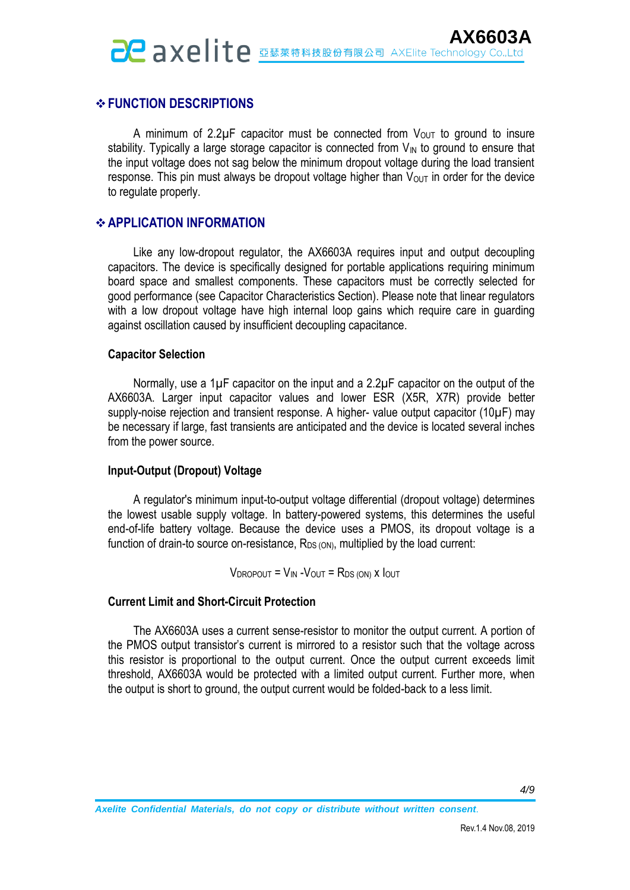## ❖ FUNCTION DESCRIPTIONS

A minimum of 2.2μF capacitor must be connected from $V_{OUT}$ to ground to insure stability. Typically a large storage capacitor is connected from $V_{IN}$ to ground to ensure that the input voltage does not sag below the minimum dropout voltage during the load transient response. This pin must always be dropout voltage higher than $V_{OUT}$ in order for the device to regulate properly.

## ❖ APPLICATION INFORMATION

Like any low-dropout regulator, the AX6603A requires input and output decoupling capacitors. The device is specifically designed for portable applications requiring minimum board space and smallest components. These capacitors must be correctly selected for good performance (see Capacitor Characteristics Section). Please note that linear regulators with a low dropout voltage have high internal loop gains which require care in guarding against oscillation caused by insufficient decoupling capacitance.

### Capacitor Selection

Normally, use a 1μF capacitor on the input and a 2.2μF capacitor on the output of the AX6603A. Larger input capacitor values and lower ESR (X5R, X7R) provide better supply-noise rejection and transient response. A higher- value output capacitor (10μF) may be necessary if large, fast transients are anticipated and the device is located several inches from the power source.

### Input-Output (Dropout) Voltage

A regulator's minimum input-to-output voltage differential (dropout voltage) determines the lowest usable supply voltage. In battery-powered systems, this determines the useful end-of-life battery voltage. Because the device uses a PMOS, its dropout voltage is a function of drain-to source on-resistance, $R_{DS\,(ON)}$, multiplied by the load current:

$$V_{DROPOUT} = V_{IN} - V_{OUT} = R_{DS\,(ON)} \times I_{OUT}$$

### Current Limit and Short-Circuit Protection

The AX6603A uses a current sense-resistor to monitor the output current. A portion of the PMOS output transistor's current is mirrored to a resistor such that the voltage across this resistor is proportional to the output current. Once the output current exceeds limit threshold, AX6603A would be protected with a limited output current. Further more, when the output is short to ground, the output current would be folded-back to a less limit.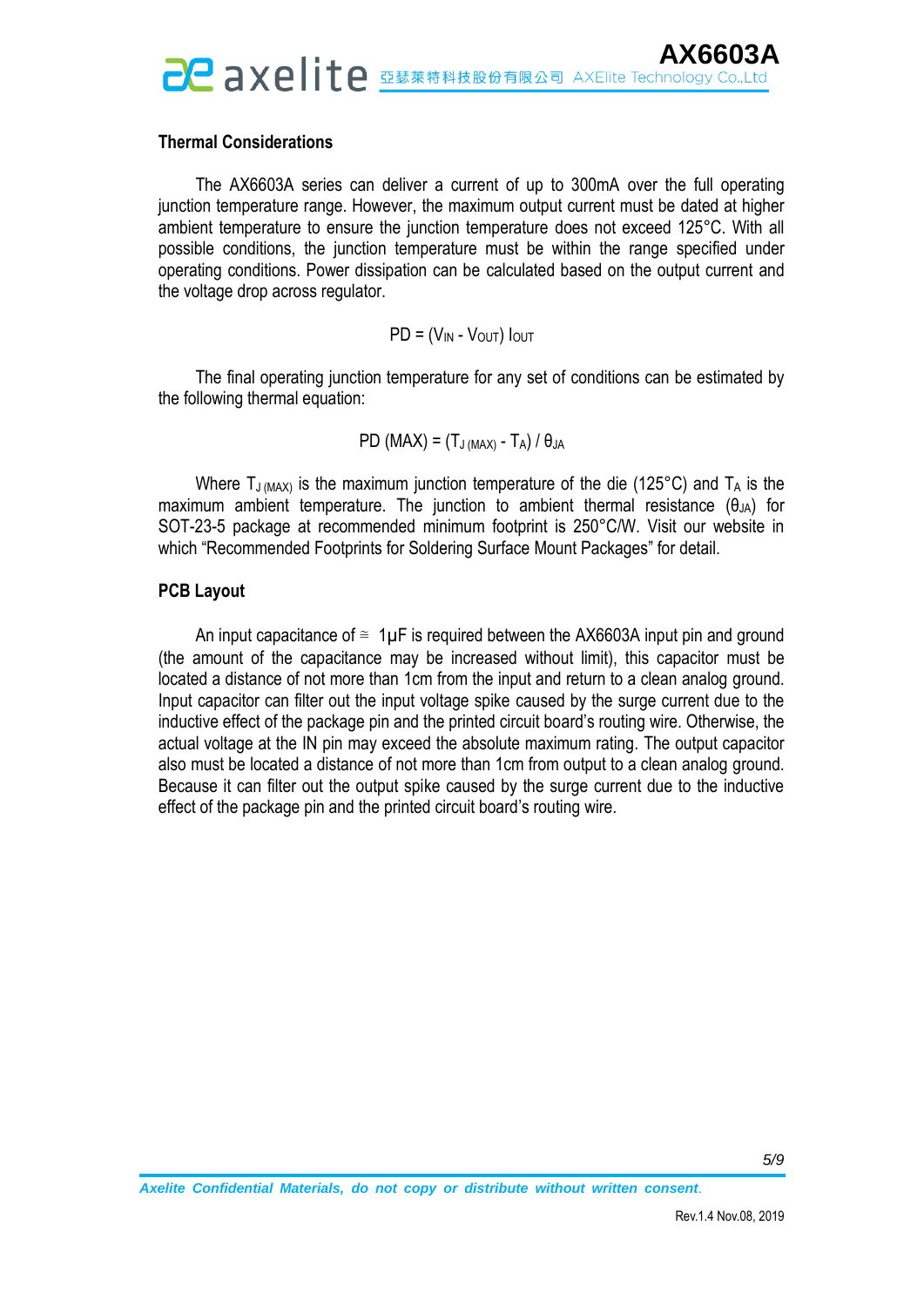## Thermal Considerations

The AX6603A series can deliver a current of up to 300mA over the full operating junction temperature range. However, the maximum output current must be dated at higher ambient temperature to ensure the junction temperature does not exceed 125°C. With all possible conditions, the junction temperature must be within the range specified under operating conditions. Power dissipation can be calculated based on the output current and the voltage drop across regulator.

$$PD = (V_{IN} - V_{OUT})\, I_{OUT}$$

The final operating junction temperature for any set of conditions can be estimated by the following thermal equation:

$$PD\,(MAX) = (T_{J\,(MAX)} - T_A) / \theta_{JA}$$

Where $T_{J\,(MAX)}$ is the maximum junction temperature of the die (125°C) and $T_A$ is the maximum ambient temperature. The junction to ambient thermal resistance ($\theta_{JA}$) for SOT-23-5 package at recommended minimum footprint is 250°C/W. Visit our website in which "Recommended Footprints for Soldering Surface Mount Packages" for detail.

## PCB Layout

An input capacitance of ≅ 1μF is required between the AX6603A input pin and ground (the amount of the capacitance may be increased without limit), this capacitor must be located a distance of not more than 1cm from the input and return to a clean analog ground. Input capacitor can filter out the input voltage spike caused by the surge current due to the inductive effect of the package pin and the printed circuit board's routing wire. Otherwise, the actual voltage at the IN pin may exceed the absolute maximum rating. The output capacitor also must be located a distance of not more than 1cm from output to a clean analog ground. Because it can filter out the output spike caused by the surge current due to the inductive effect of the package pin and the printed circuit board's routing wire.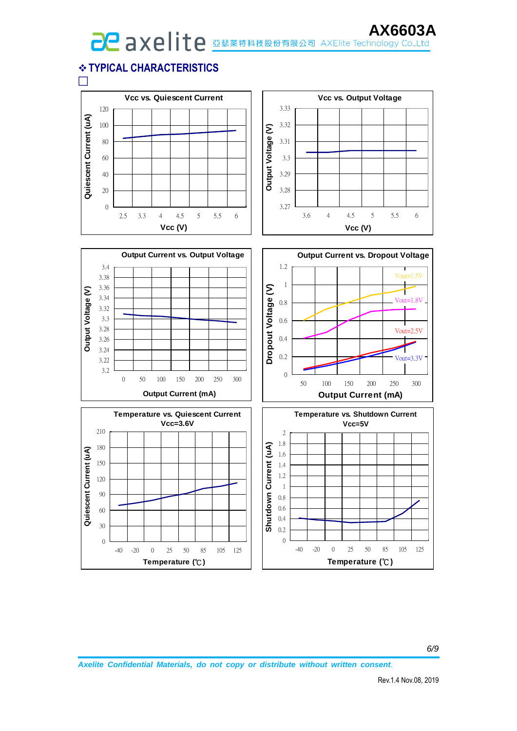## ❖ TYPICAL CHARACTERISTICS

**Vcc vs. Quiescent Current**

Quiescent Current (uA): 0, 20, 40, 60, 80, 100, 120

Vcc (V): 2.5, 3.3, 4, 4.5, 5, 5.5, 6

**Vcc vs. Output Voltage**

Output Voltage (V): 3.27, 3.28, 3.29, 3.3, 3.31, 3.32, 3.33

Vcc (V): 3.6, 4, 4.5, 5, 5.5, 6

**Output Current vs. Output Voltage**

Output Voltage (V): 3.2, 3.22, 3.24, 3.26, 3.28, 3.3, 3.32, 3.34, 3.36, 3.38, 3.4

Output Current (mA): 0, 50, 100, 150, 200, 250, 300

**Output Current vs. Dropout Voltage**

Dropout Voltage (V): 0, 0.2, 0.4, 0.6, 0.8, 1, 1.2

Output Current (mA): 50, 100, 150, 200, 250, 300

Vout=1.5V, Vout=1.8V, Vout=2.5V, Vout=3.3V

**Temperature vs. Quiescent Current Vcc=3.6V**

Quiescent Current (uA): 0, 30, 60, 90, 120, 150, 180, 210

Temperature (℃): -40, -20, 0, 25, 50, 85, 105, 125

**Temperature vs. Shutdown Current Vcc=5V**

Shutdown Current (uA): 0, 0.2, 0.4, 0.6, 0.8, 1, 1.2, 1.4, 1.6, 1.8, 2

Temperature (℃): -40, -20, 0, 25, 50, 85, 105, 125

*Axelite Confidential Materials, do not copy or distribute without written consent.*

Rev.1.4 Nov.08, 2019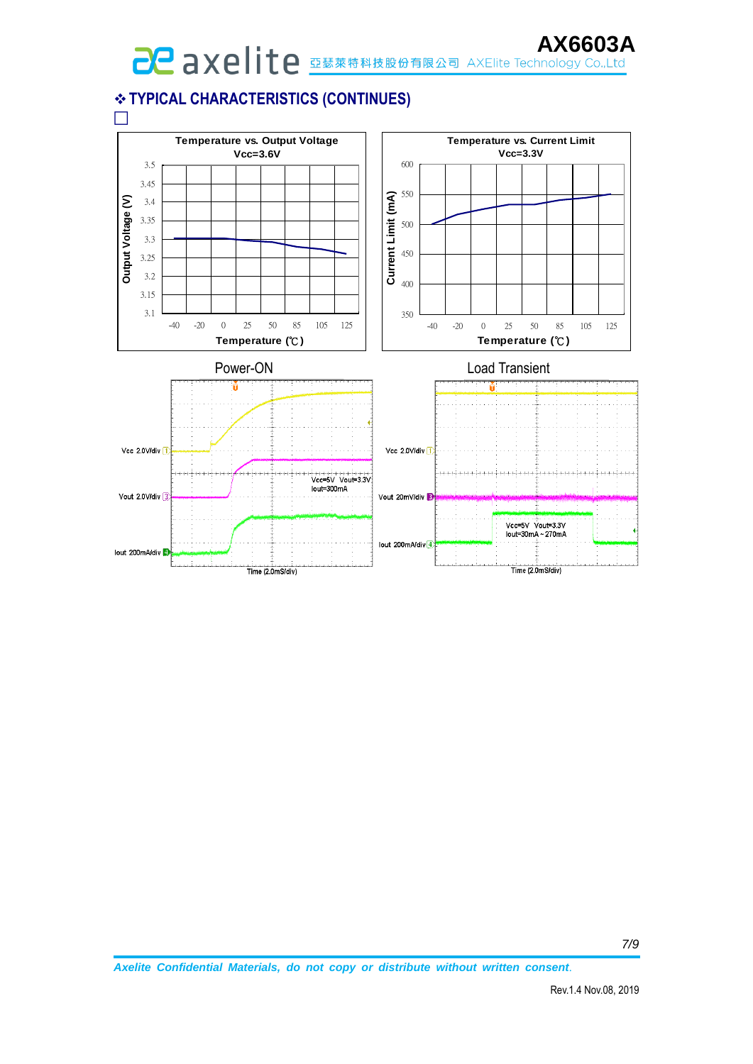## ❖ TYPICAL CHARACTERISTICS (CONTINUES)

**Temperature vs. Output Voltage**
**Vcc=3.6V**

Output Voltage (V)

Temperature (℃)

**Temperature vs. Current Limit**
**Vcc=3.3V**

Current Limit (mA)

Temperature (℃)

Power-ON

Vcc 2.0V/div
Vout 2.0V/div
Iout 200mA/div
Vcc=5V Vout=3.3V
Iout=300mA
Time (2.0mS/div)

Load Transient

Vcc 2.0V/div
Vout 20mV/div
Iout 200mA/div
Vcc=5V Vout=3.3V
Iout=30mA ~ 270mA
Time (2.0mS/div)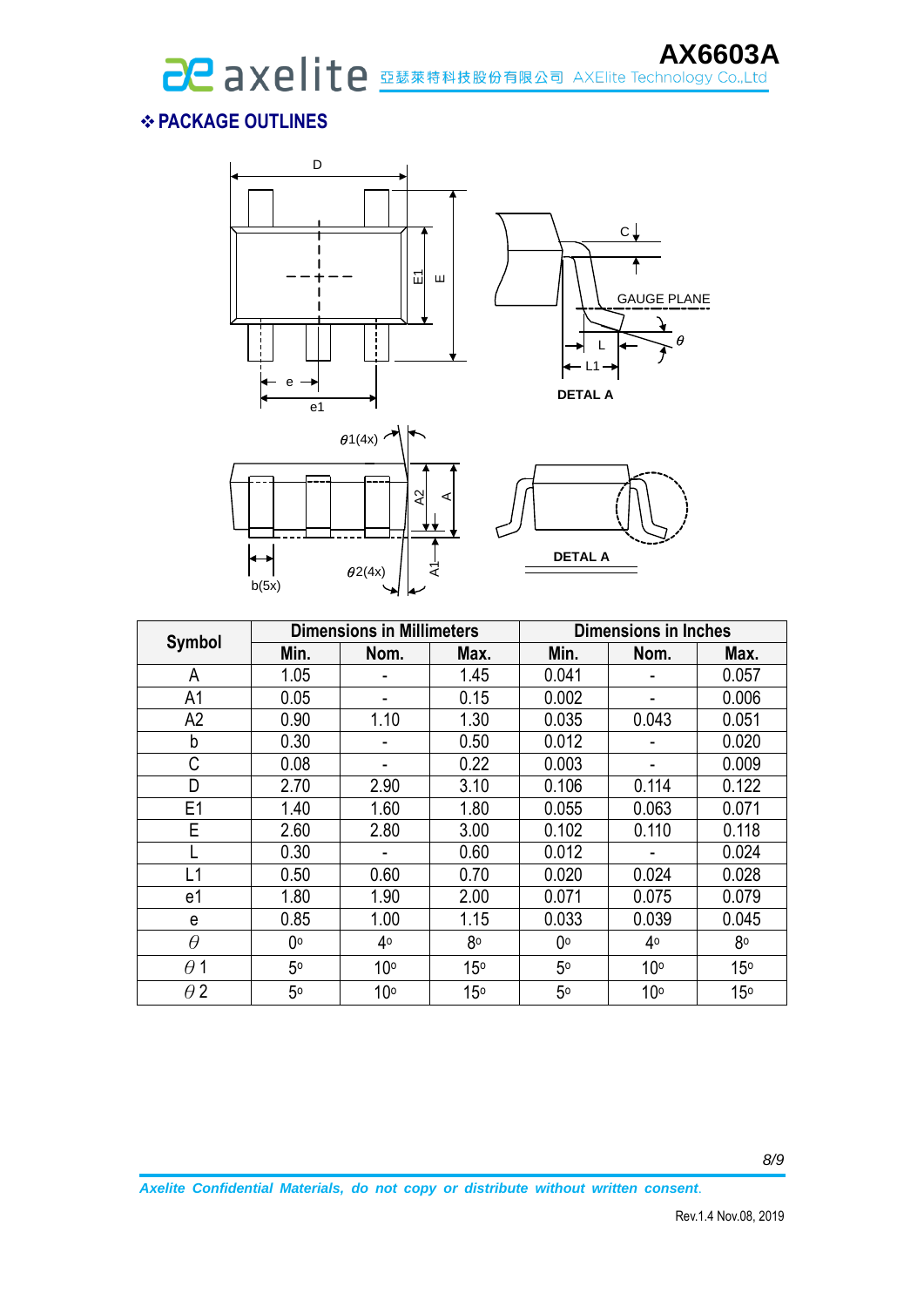## ❖ PACKAGE OUTLINES

| Symbol | Dimensions in Millimeters | | | Dimensions in Inches | | |
|---|---|---|---|---|---|---|
| | Min. | Nom. | Max. | Min. | Nom. | Max. |
| A | 1.05 | - | 1.45 | 0.041 | - | 0.057 |
| A1 | 0.05 | - | 0.15 | 0.002 | - | 0.006 |
| A2 | 0.90 | 1.10 | 1.30 | 0.035 | 0.043 | 0.051 |
| b | 0.30 | - | 0.50 | 0.012 | - | 0.020 |
| C | 0.08 | - | 0.22 | 0.003 | - | 0.009 |
| D | 2.70 | 2.90 | 3.10 | 0.106 | 0.114 | 0.122 |
| E1 | 1.40 | 1.60 | 1.80 | 0.055 | 0.063 | 0.071 |
| E | 2.60 | 2.80 | 3.00 | 0.102 | 0.110 | 0.118 |
| L | 0.30 | - | 0.60 | 0.012 | - | 0.024 |
| L1 | 0.50 | 0.60 | 0.70 | 0.020 | 0.024 | 0.028 |
| e1 | 1.80 | 1.90 | 2.00 | 0.071 | 0.075 | 0.079 |
| e | 0.85 | 1.00 | 1.15 | 0.033 | 0.039 | 0.045 |
| $\theta$ | $0^{o}$ | $4^{o}$ | $8^{o}$ | $0^{o}$ | $4^{o}$ | $8^{o}$ |
| $\theta 1$ | $5^{o}$ | $10^{o}$ | $15^{o}$ | $5^{o}$ | $10^{o}$ | $15^{o}$ |
| $\theta 2$ | $5^{o}$ | $10^{o}$ | $15^{o}$ | $5^{o}$ | $10^{o}$ | $15^{o}$ |

*Axelite Confidential Materials, do not copy or distribute without written consent.*

Rev.1.4 Nov.08, 2019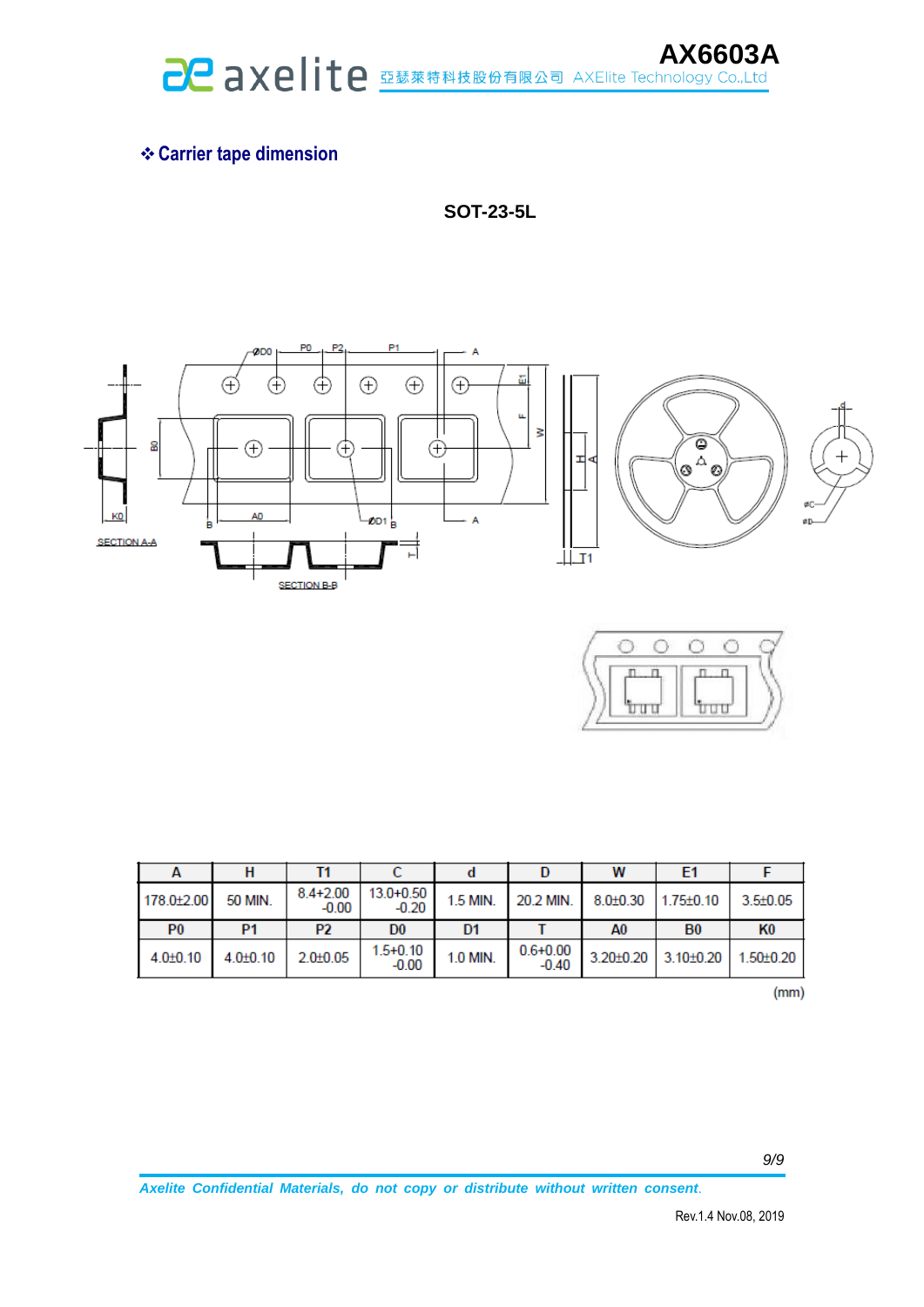## ❖ Carrier tape dimension

**SOT-23-5L**

| A | H | T1 | C | d | D | W | E1 | F |
|---|---|---|---|---|---|---|---|---|
| 178.0±2.00 | 50 MIN. | 8.4+2.00 -0.00 | 13.0+0.50 -0.20 | 1.5 MIN. | 20.2 MIN. | 8.0±0.30 | 1.75±0.10 | 3.5±0.05 |
| **P0** | **P1** | **P2** | **D0** | **D1** | **T** | **A0** | **B0** | **K0** |
| 4.0±0.10 | 4.0±0.10 | 2.0±0.05 | 1.5+0.10 -0.00 | 1.0 MIN. | 0.6+0.00 -0.40 | 3.20±0.20 | 3.10±0.20 | 1.50±0.20 |

(mm)

*Axelite Confidential Materials, do not copy or distribute without written consent.*

Rev.1.4 Nov.08, 2019